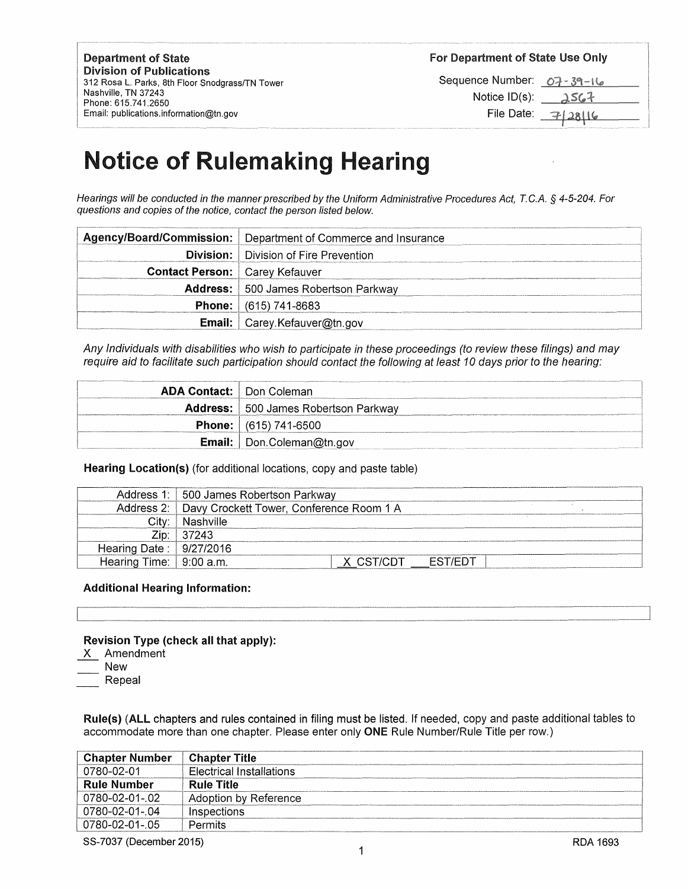**Department of State**
**Division of Publications**
312 Rosa L. Parks, 8th Floor Snodgrass/TN Tower
Nashville, TN 37243
Phone: 615.741.2650
Email: publications.information@tn.gov

**For Department of State Use Only**

Sequence Number: 07-39-16
Notice ID(s): 2567
File Date: 7/28/16

# Notice of Rulemaking Hearing

*Hearings will be conducted in the manner prescribed by the Uniform Administrative Procedures Act, T.C.A. § 4-5-204. For questions and copies of the notice, contact the person listed below.*

| | |
|---|---|
| **Agency/Board/Commission:** | Department of Commerce and Insurance |
| **Division:** | Division of Fire Prevention |
| **Contact Person:** | Carey Kefauver |
| **Address:** | 500 James Robertson Parkway |
| **Phone:** | (615) 741-8683 |
| **Email:** | Carey.Kefauver@tn.gov |

*Any Individuals with disabilities who wish to participate in these proceedings (to review these filings) and may require aid to facilitate such participation should contact the following at least 10 days prior to the hearing:*

| | |
|---|---|
| **ADA Contact:** | Don Coleman |
| **Address:** | 500 James Robertson Parkway |
| **Phone:** | (615) 741-6500 |
| **Email:** | Don.Coleman@tn.gov |

**Hearing Location(s)** (for additional locations, copy and paste table)

| | | |
|---|---|---|
| Address 1: | 500 James Robertson Parkway | |
| Address 2: | Davy Crockett Tower, Conference Room 1 A | |
| City: | Nashville | |
| Zip: | 37243 | |
| Hearing Date : | 9/27/2016 | |
| Hearing Time: | 9:00 a.m. | X CST/CDT ___EST/EDT |

**Additional Hearing Information:**

**Revision Type (check all that apply):**

X Amendment
___ New
___ Repeal

**Rule(s)** (**ALL** chapters and rules contained in filing must be listed. If needed, copy and paste additional tables to accommodate more than one chapter. Please enter only **ONE** Rule Number/Rule Title per row.)

| **Chapter Number** | **Chapter Title** |
|---|---|
| 0780-02-01 | Electrical Installations |
| **Rule Number** | **Rule Title** |
| 0780-02-01-.02 | Adoption by Reference |
| 0780-02-01-.04 | Inspections |
| 0780-02-01-.05 | Permits |

SS-7037 (December 2015) RDA 1693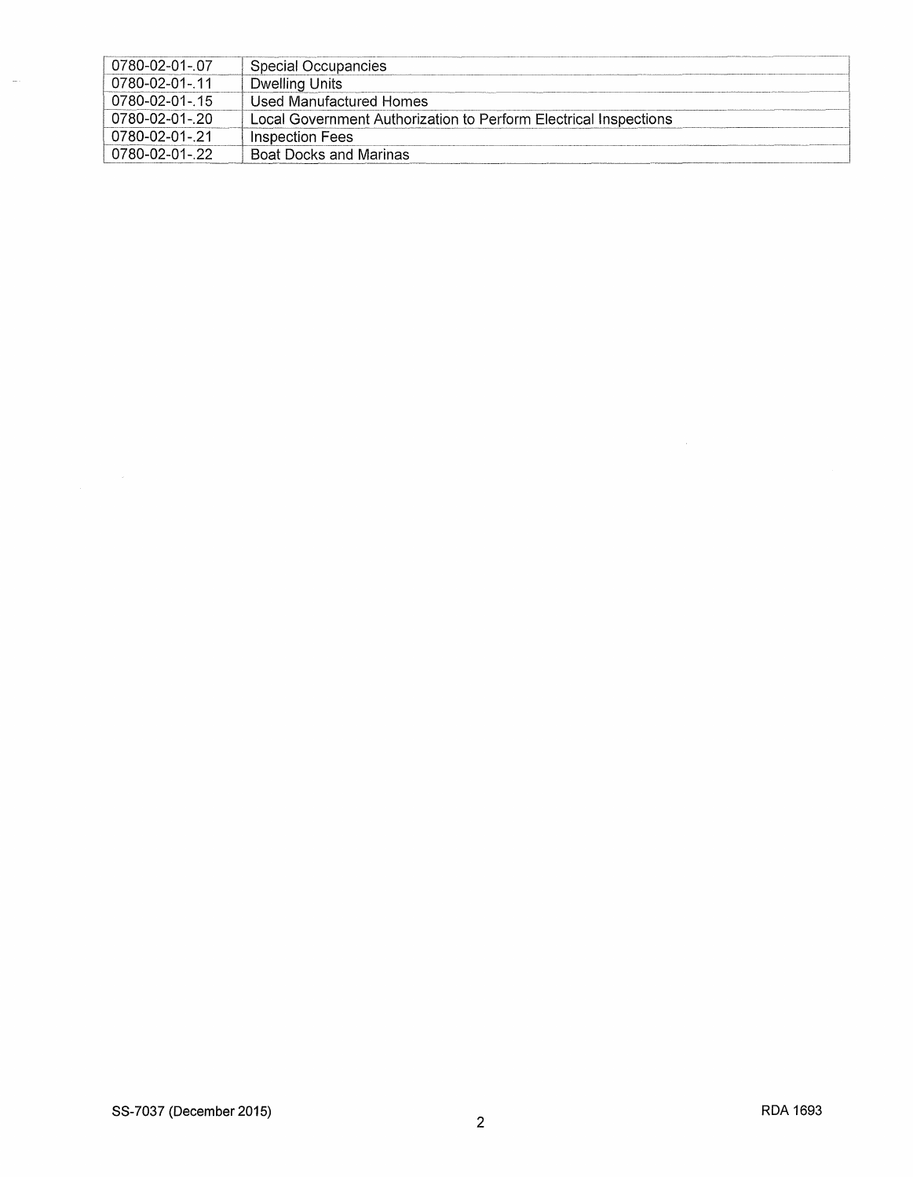| 0780-02-01-.07 | Special Occupancies |
|---|---|
| 0780-02-01-.11 | Dwelling Units |
| 0780-02-01-.15 | Used Manufactured Homes |
| 0780-02-01-.20 | Local Government Authorization to Perform Electrical Inspections |
| 0780-02-01-.21 | Inspection Fees |
| 0780-02-01-.22 | Boat Docks and Marinas |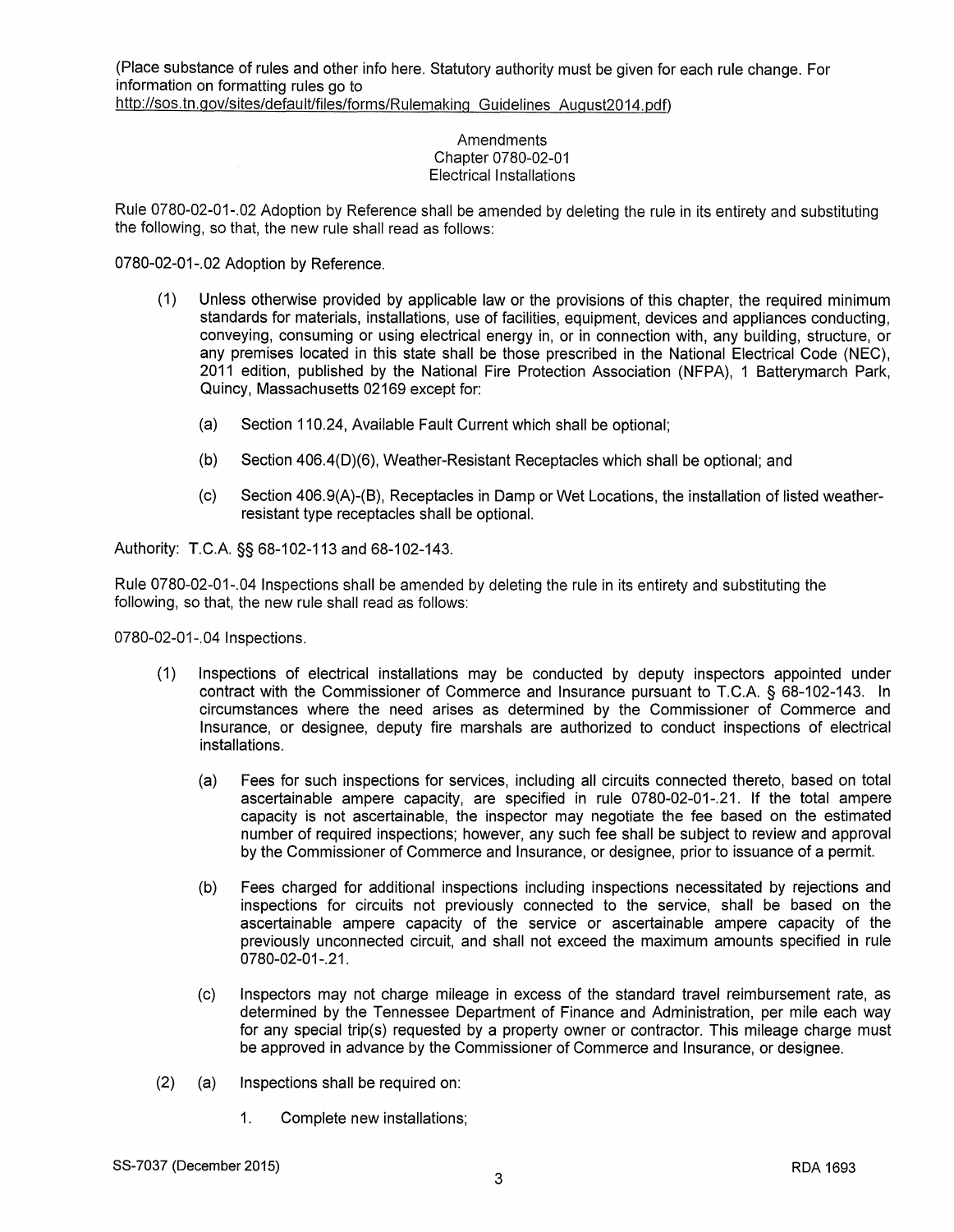(Place substance of rules and other info here. Statutory authority must be given for each rule change. For information on formatting rules go to http://sos.tn.gov/sites/default/files/forms/Rulemaking_Guidelines_August2014.pdf)

Amendments
Chapter 0780-02-01
Electrical Installations

Rule 0780-02-01-.02 Adoption by Reference shall be amended by deleting the rule in its entirety and substituting the following, so that, the new rule shall read as follows:

0780-02-01-.02 Adoption by Reference.

(1) Unless otherwise provided by applicable law or the provisions of this chapter, the required minimum standards for materials, installations, use of facilities, equipment, devices and appliances conducting, conveying, consuming or using electrical energy in, or in connection with, any building, structure, or any premises located in this state shall be those prescribed in the National Electrical Code (NEC), 2011 edition, published by the National Fire Protection Association (NFPA), 1 Batterymarch Park, Quincy, Massachusetts 02169 except for:

(a) Section 110.24, Available Fault Current which shall be optional;

(b) Section 406.4(D)(6), Weather-Resistant Receptacles which shall be optional; and

(c) Section 406.9(A)-(B), Receptacles in Damp or Wet Locations, the installation of listed weather-resistant type receptacles shall be optional.

Authority: T.C.A. §§ 68-102-113 and 68-102-143.

Rule 0780-02-01-.04 Inspections shall be amended by deleting the rule in its entirety and substituting the following, so that, the new rule shall read as follows:

0780-02-01-.04 Inspections.

(1) Inspections of electrical installations may be conducted by deputy inspectors appointed under contract with the Commissioner of Commerce and Insurance pursuant to T.C.A. § 68-102-143. In circumstances where the need arises as determined by the Commissioner of Commerce and Insurance, or designee, deputy fire marshals are authorized to conduct inspections of electrical installations.

(a) Fees for such inspections for services, including all circuits connected thereto, based on total ascertainable ampere capacity, are specified in rule 0780-02-01-.21. If the total ampere capacity is not ascertainable, the inspector may negotiate the fee based on the estimated number of required inspections; however, any such fee shall be subject to review and approval by the Commissioner of Commerce and Insurance, or designee, prior to issuance of a permit.

(b) Fees charged for additional inspections including inspections necessitated by rejections and inspections for circuits not previously connected to the service, shall be based on the ascertainable ampere capacity of the service or ascertainable ampere capacity of the previously unconnected circuit, and shall not exceed the maximum amounts specified in rule 0780-02-01-.21.

(c) Inspectors may not charge mileage in excess of the standard travel reimbursement rate, as determined by the Tennessee Department of Finance and Administration, per mile each way for any special trip(s) requested by a property owner or contractor. This mileage charge must be approved in advance by the Commissioner of Commerce and Insurance, or designee.

(2) (a) Inspections shall be required on:

1. Complete new installations;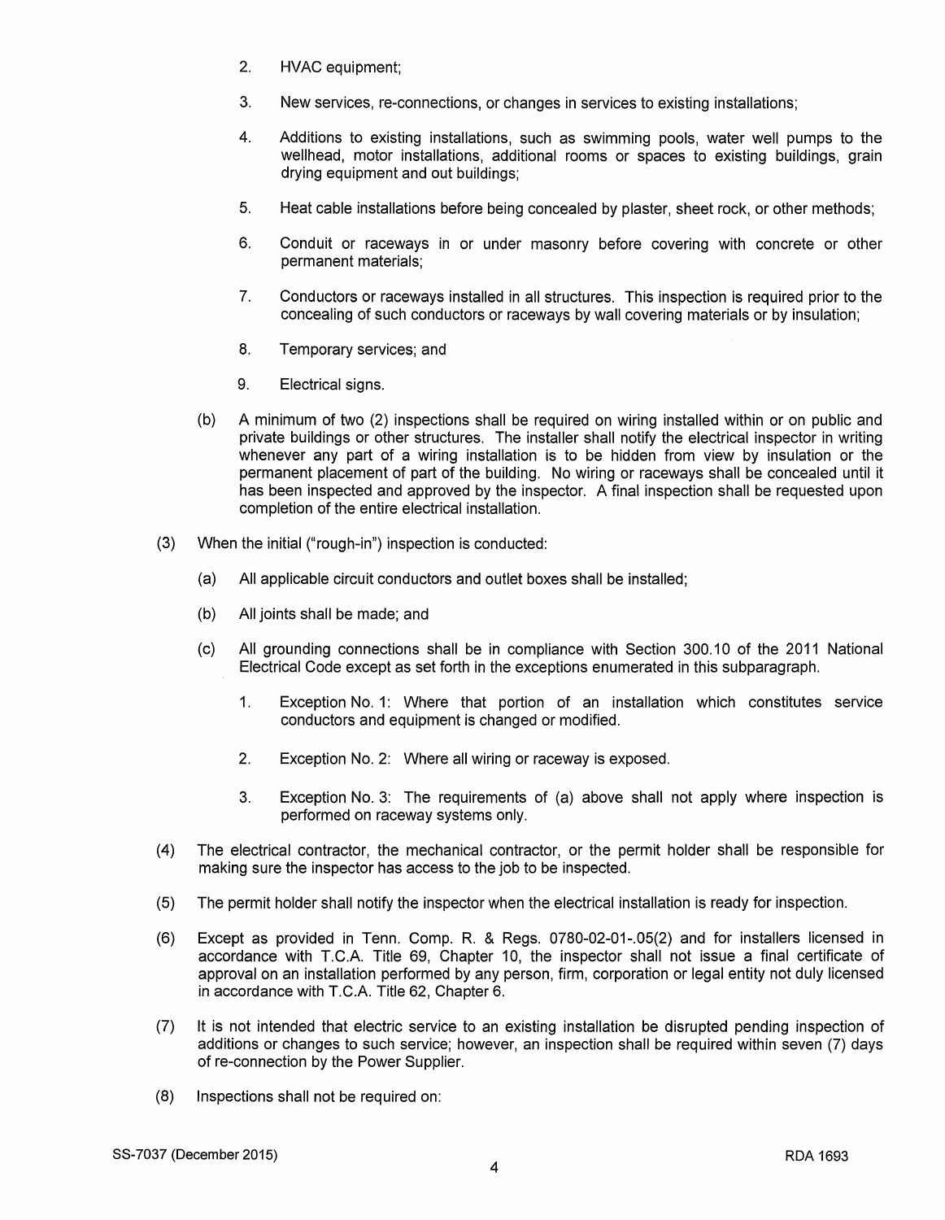2. HVAC equipment;

3. New services, re-connections, or changes in services to existing installations;

4. Additions to existing installations, such as swimming pools, water well pumps to the wellhead, motor installations, additional rooms or spaces to existing buildings, grain drying equipment and out buildings;

5. Heat cable installations before being concealed by plaster, sheet rock, or other methods;

6. Conduit or raceways in or under masonry before covering with concrete or other permanent materials;

7. Conductors or raceways installed in all structures. This inspection is required prior to the concealing of such conductors or raceways by wall covering materials or by insulation;

8. Temporary services; and

9. Electrical signs.

(b) A minimum of two (2) inspections shall be required on wiring installed within or on public and private buildings or other structures. The installer shall notify the electrical inspector in writing whenever any part of a wiring installation is to be hidden from view by insulation or the permanent placement of part of the building. No wiring or raceways shall be concealed until it has been inspected and approved by the inspector. A final inspection shall be requested upon completion of the entire electrical installation.

(3) When the initial ("rough-in") inspection is conducted:

(a) All applicable circuit conductors and outlet boxes shall be installed;

(b) All joints shall be made; and

(c) All grounding connections shall be in compliance with Section 300.10 of the 2011 National Electrical Code except as set forth in the exceptions enumerated in this subparagraph.

1. Exception No. 1: Where that portion of an installation which constitutes service conductors and equipment is changed or modified.

2. Exception No. 2: Where all wiring or raceway is exposed.

3. Exception No. 3: The requirements of (a) above shall not apply where inspection is performed on raceway systems only.

(4) The electrical contractor, the mechanical contractor, or the permit holder shall be responsible for making sure the inspector has access to the job to be inspected.

(5) The permit holder shall notify the inspector when the electrical installation is ready for inspection.

(6) Except as provided in Tenn. Comp. R. & Regs. 0780-02-01-.05(2) and for installers licensed in accordance with T.C.A. Title 69, Chapter 10, the inspector shall not issue a final certificate of approval on an installation performed by any person, firm, corporation or legal entity not duly licensed in accordance with T.C.A. Title 62, Chapter 6.

(7) It is not intended that electric service to an existing installation be disrupted pending inspection of additions or changes to such service; however, an inspection shall be required within seven (7) days of re-connection by the Power Supplier.

(8) Inspections shall not be required on: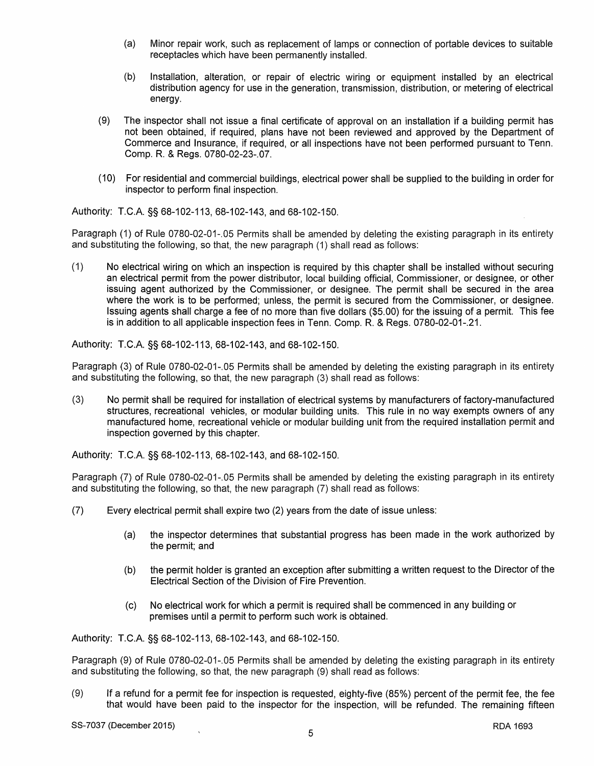(a) Minor repair work, such as replacement of lamps or connection of portable devices to suitable receptacles which have been permanently installed.

(b) Installation, alteration, or repair of electric wiring or equipment installed by an electrical distribution agency for use in the generation, transmission, distribution, or metering of electrical energy.

(9) The inspector shall not issue a final certificate of approval on an installation if a building permit has not been obtained, if required, plans have not been reviewed and approved by the Department of Commerce and Insurance, if required, or all inspections have not been performed pursuant to Tenn. Comp. R. & Regs. 0780-02-23-.07.

(10) For residential and commercial buildings, electrical power shall be supplied to the building in order for inspector to perform final inspection.

Authority: T.C.A. §§ 68-102-113, 68-102-143, and 68-102-150.

Paragraph (1) of Rule 0780-02-01-.05 Permits shall be amended by deleting the existing paragraph in its entirety and substituting the following, so that, the new paragraph (1) shall read as follows:

(1) No electrical wiring on which an inspection is required by this chapter shall be installed without securing an electrical permit from the power distributor, local building official, Commissioner, or designee, or other issuing agent authorized by the Commissioner, or designee. The permit shall be secured in the area where the work is to be performed; unless, the permit is secured from the Commissioner, or designee. Issuing agents shall charge a fee of no more than five dollars ($5.00) for the issuing of a permit. This fee is in addition to all applicable inspection fees in Tenn. Comp. R. & Regs. 0780-02-01-.21.

Authority: T.C.A. §§ 68-102-113, 68-102-143, and 68-102-150.

Paragraph (3) of Rule 0780-02-01-.05 Permits shall be amended by deleting the existing paragraph in its entirety and substituting the following, so that, the new paragraph (3) shall read as follows:

(3) No permit shall be required for installation of electrical systems by manufacturers of factory-manufactured structures, recreational vehicles, or modular building units. This rule in no way exempts owners of any manufactured home, recreational vehicle or modular building unit from the required installation permit and inspection governed by this chapter.

Authority: T.C.A. §§ 68-102-113, 68-102-143, and 68-102-150.

Paragraph (7) of Rule 0780-02-01-.05 Permits shall be amended by deleting the existing paragraph in its entirety and substituting the following, so that, the new paragraph (7) shall read as follows:

(7) Every electrical permit shall expire two (2) years from the date of issue unless:

(a) the inspector determines that substantial progress has been made in the work authorized by the permit; and

(b) the permit holder is granted an exception after submitting a written request to the Director of the Electrical Section of the Division of Fire Prevention.

(c) No electrical work for which a permit is required shall be commenced in any building or premises until a permit to perform such work is obtained.

Authority: T.C.A. §§ 68-102-113, 68-102-143, and 68-102-150.

Paragraph (9) of Rule 0780-02-01-.05 Permits shall be amended by deleting the existing paragraph in its entirety and substituting the following, so that, the new paragraph (9) shall read as follows:

(9) If a refund for a permit fee for inspection is requested, eighty-five (85%) percent of the permit fee, the fee that would have been paid to the inspector for the inspection, will be refunded. The remaining fifteen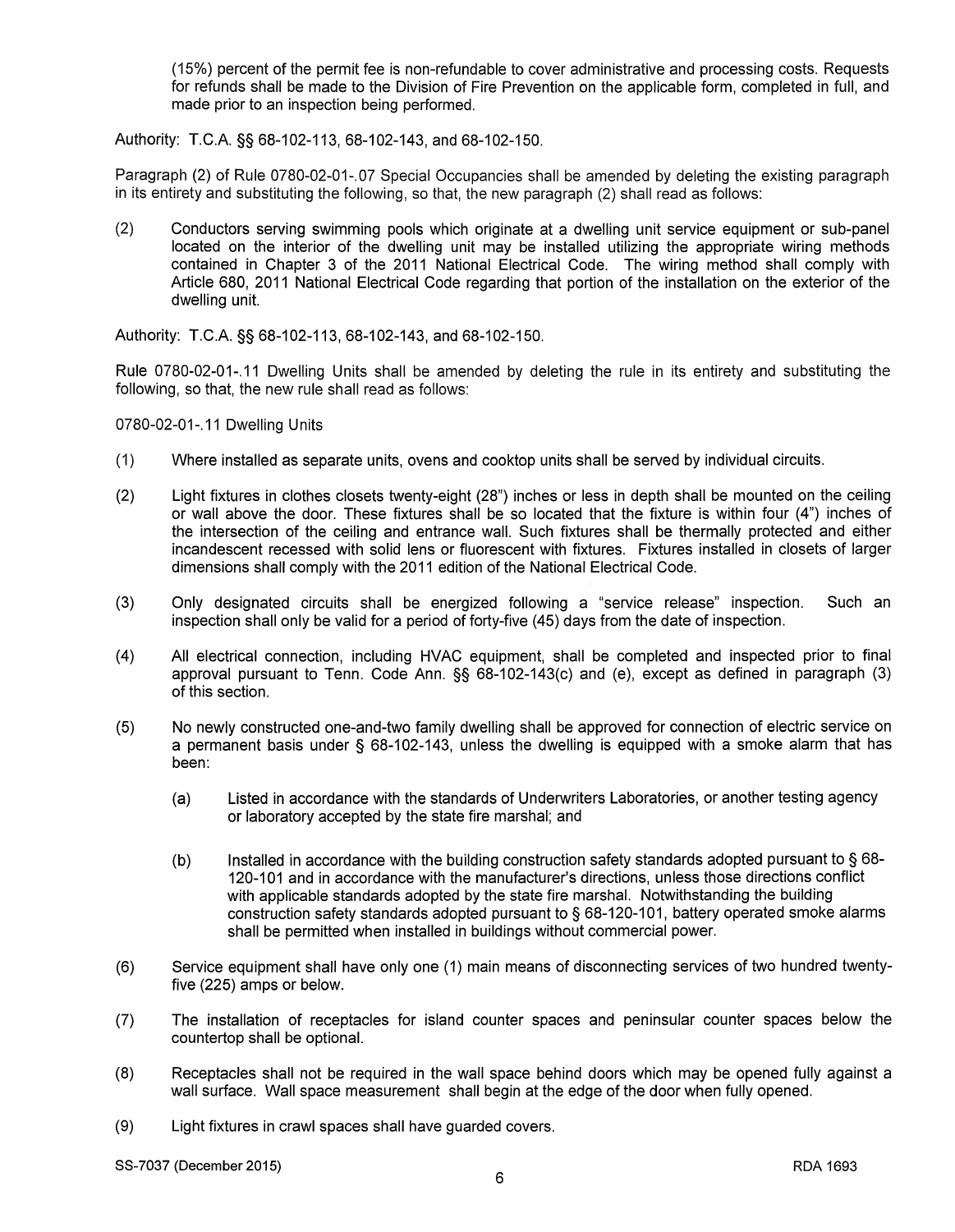(15%) percent of the permit fee is non-refundable to cover administrative and processing costs. Requests for refunds shall be made to the Division of Fire Prevention on the applicable form, completed in full, and made prior to an inspection being performed.

Authority: T.C.A. §§ 68-102-113, 68-102-143, and 68-102-150.

Paragraph (2) of Rule 0780-02-01-.07 Special Occupancies shall be amended by deleting the existing paragraph in its entirety and substituting the following, so that, the new paragraph (2) shall read as follows:

(2) Conductors serving swimming pools which originate at a dwelling unit service equipment or sub-panel located on the interior of the dwelling unit may be installed utilizing the appropriate wiring methods contained in Chapter 3 of the 2011 National Electrical Code. The wiring method shall comply with Article 680, 2011 National Electrical Code regarding that portion of the installation on the exterior of the dwelling unit.

Authority: T.C.A. §§ 68-102-113, 68-102-143, and 68-102-150.

Rule 0780-02-01-.11 Dwelling Units shall be amended by deleting the rule in its entirety and substituting the following, so that, the new rule shall read as follows:

0780-02-01-.11 Dwelling Units

(1) Where installed as separate units, ovens and cooktop units shall be served by individual circuits.

(2) Light fixtures in clothes closets twenty-eight (28") inches or less in depth shall be mounted on the ceiling or wall above the door. These fixtures shall be so located that the fixture is within four (4") inches of the intersection of the ceiling and entrance wall. Such fixtures shall be thermally protected and either incandescent recessed with solid lens or fluorescent with fixtures. Fixtures installed in closets of larger dimensions shall comply with the 2011 edition of the National Electrical Code.

(3) Only designated circuits shall be energized following a "service release" inspection. Such an inspection shall only be valid for a period of forty-five (45) days from the date of inspection.

(4) All electrical connection, including HVAC equipment, shall be completed and inspected prior to final approval pursuant to Tenn. Code Ann. §§ 68-102-143(c) and (e), except as defined in paragraph (3) of this section.

(5) No newly constructed one-and-two family dwelling shall be approved for connection of electric service on a permanent basis under § 68-102-143, unless the dwelling is equipped with a smoke alarm that has been:

    (a) Listed in accordance with the standards of Underwriters Laboratories, or another testing agency or laboratory accepted by the state fire marshal; and

    (b) Installed in accordance with the building construction safety standards adopted pursuant to § 68-120-101 and in accordance with the manufacturer's directions, unless those directions conflict with applicable standards adopted by the state fire marshal. Notwithstanding the building construction safety standards adopted pursuant to § 68-120-101, battery operated smoke alarms shall be permitted when installed in buildings without commercial power.

(6) Service equipment shall have only one (1) main means of disconnecting services of two hundred twenty-five (225) amps or below.

(7) The installation of receptacles for island counter spaces and peninsular counter spaces below the countertop shall be optional.

(8) Receptacles shall not be required in the wall space behind doors which may be opened fully against a wall surface. Wall space measurement shall begin at the edge of the door when fully opened.

(9) Light fixtures in crawl spaces shall have guarded covers.

SS-7037 (December 2015) RDA 1693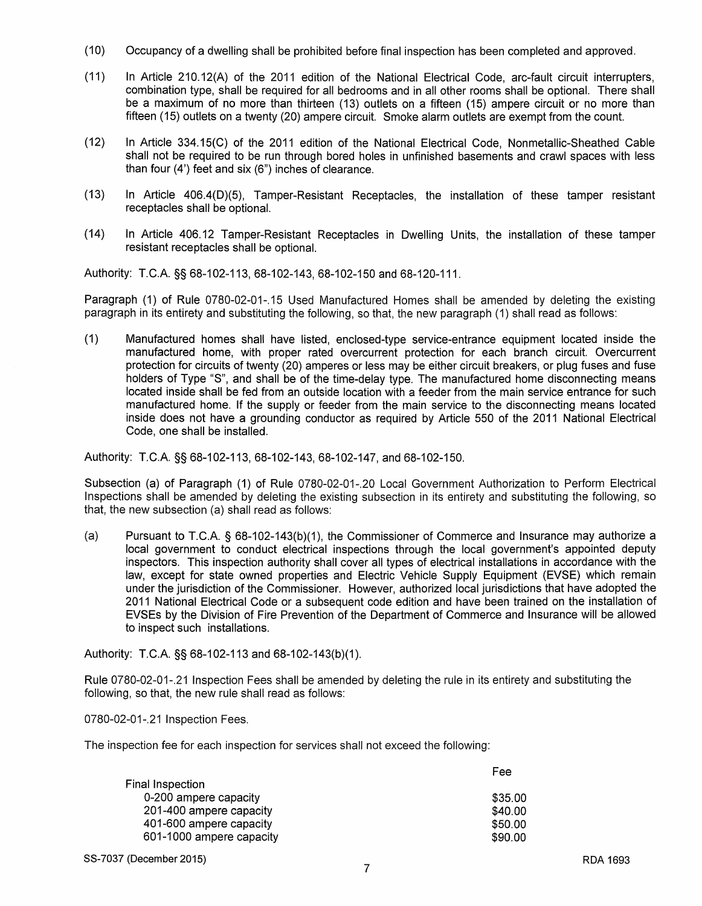(10) Occupancy of a dwelling shall be prohibited before final inspection has been completed and approved.

(11) In Article 210.12(A) of the 2011 edition of the National Electrical Code, arc-fault circuit interrupters, combination type, shall be required for all bedrooms and in all other rooms shall be optional. There shall be a maximum of no more than thirteen (13) outlets on a fifteen (15) ampere circuit or no more than fifteen (15) outlets on a twenty (20) ampere circuit. Smoke alarm outlets are exempt from the count.

(12) In Article 334.15(C) of the 2011 edition of the National Electrical Code, Nonmetallic-Sheathed Cable shall not be required to be run through bored holes in unfinished basements and crawl spaces with less than four (4') feet and six (6") inches of clearance.

(13) In Article 406.4(D)(5), Tamper-Resistant Receptacles, the installation of these tamper resistant receptacles shall be optional.

(14) In Article 406.12 Tamper-Resistant Receptacles in Dwelling Units, the installation of these tamper resistant receptacles shall be optional.

Authority: T.C.A. §§ 68-102-113, 68-102-143, 68-102-150 and 68-120-111.

Paragraph (1) of Rule 0780-02-01-.15 Used Manufactured Homes shall be amended by deleting the existing paragraph in its entirety and substituting the following, so that, the new paragraph (1) shall read as follows:

(1) Manufactured homes shall have listed, enclosed-type service-entrance equipment located inside the manufactured home, with proper rated overcurrent protection for each branch circuit. Overcurrent protection for circuits of twenty (20) amperes or less may be either circuit breakers, or plug fuses and fuse holders of Type "S", and shall be of the time-delay type. The manufactured home disconnecting means located inside shall be fed from an outside location with a feeder from the main service entrance for such manufactured home. If the supply or feeder from the main service to the disconnecting means located inside does not have a grounding conductor as required by Article 550 of the 2011 National Electrical Code, one shall be installed.

Authority: T.C.A. §§ 68-102-113, 68-102-143, 68-102-147, and 68-102-150.

Subsection (a) of Paragraph (1) of Rule 0780-02-01-.20 Local Government Authorization to Perform Electrical Inspections shall be amended by deleting the existing subsection in its entirety and substituting the following, so that, the new subsection (a) shall read as follows:

(a) Pursuant to T.C.A. § 68-102-143(b)(1), the Commissioner of Commerce and Insurance may authorize a local government to conduct electrical inspections through the local government's appointed deputy inspectors. This inspection authority shall cover all types of electrical installations in accordance with the law, except for state owned properties and Electric Vehicle Supply Equipment (EVSE) which remain under the jurisdiction of the Commissioner. However, authorized local jurisdictions that have adopted the 2011 National Electrical Code or a subsequent code edition and have been trained on the installation of EVSEs by the Division of Fire Prevention of the Department of Commerce and Insurance will be allowed to inspect such installations.

Authority: T.C.A. §§ 68-102-113 and 68-102-143(b)(1).

Rule 0780-02-01-.21 Inspection Fees shall be amended by deleting the rule in its entirety and substituting the following, so that, the new rule shall read as follows:

0780-02-01-.21 Inspection Fees.

The inspection fee for each inspection for services shall not exceed the following:

| | Fee |
|---|---|
| Final Inspection | |
| 0-200 ampere capacity | $35.00 |
| 201-400 ampere capacity | $40.00 |
| 401-600 ampere capacity | $50.00 |
| 601-1000 ampere capacity | $90.00 |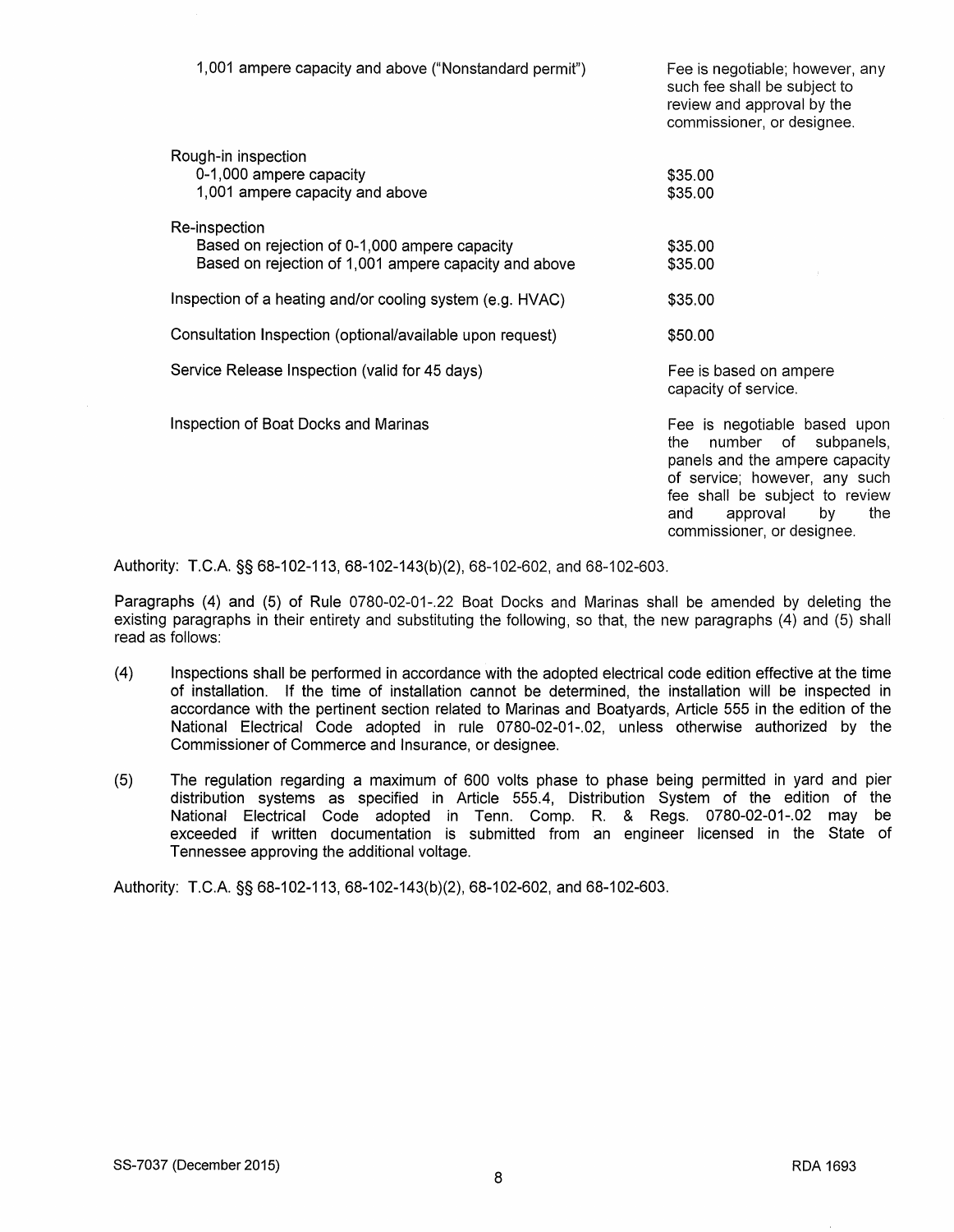| | |
|---|---|
| 1,001 ampere capacity and above ("Nonstandard permit") | Fee is negotiable; however, any such fee shall be subject to review and approval by the commissioner, or designee. |
| Rough-in inspection | |
| 0-1,000 ampere capacity | $35.00 |
| 1,001 ampere capacity and above | $35.00 |
| Re-inspection | |
| Based on rejection of 0-1,000 ampere capacity | $35.00 |
| Based on rejection of 1,001 ampere capacity and above | $35.00 |
| Inspection of a heating and/or cooling system (e.g. HVAC) | $35.00 |
| Consultation Inspection (optional/available upon request) | $50.00 |
| Service Release Inspection (valid for 45 days) | Fee is based on ampere capacity of service. |
| Inspection of Boat Docks and Marinas | Fee is negotiable based upon the number of subpanels, panels and the ampere capacity of service; however, any such fee shall be subject to review and approval by the commissioner, or designee. |

Authority: T.C.A. §§ 68-102-113, 68-102-143(b)(2), 68-102-602, and 68-102-603.

Paragraphs (4) and (5) of Rule 0780-02-01-.22 Boat Docks and Marinas shall be amended by deleting the existing paragraphs in their entirety and substituting the following, so that, the new paragraphs (4) and (5) shall read as follows:

(4) Inspections shall be performed in accordance with the adopted electrical code edition effective at the time of installation. If the time of installation cannot be determined, the installation will be inspected in accordance with the pertinent section related to Marinas and Boatyards, Article 555 in the edition of the National Electrical Code adopted in rule 0780-02-01-.02, unless otherwise authorized by the Commissioner of Commerce and Insurance, or designee.

(5) The regulation regarding a maximum of 600 volts phase to phase being permitted in yard and pier distribution systems as specified in Article 555.4, Distribution System of the edition of the National Electrical Code adopted in Tenn. Comp. R. & Regs. 0780-02-01-.02 may be exceeded if written documentation is submitted from an engineer licensed in the State of Tennessee approving the additional voltage.

Authority: T.C.A. §§ 68-102-113, 68-102-143(b)(2), 68-102-602, and 68-102-603.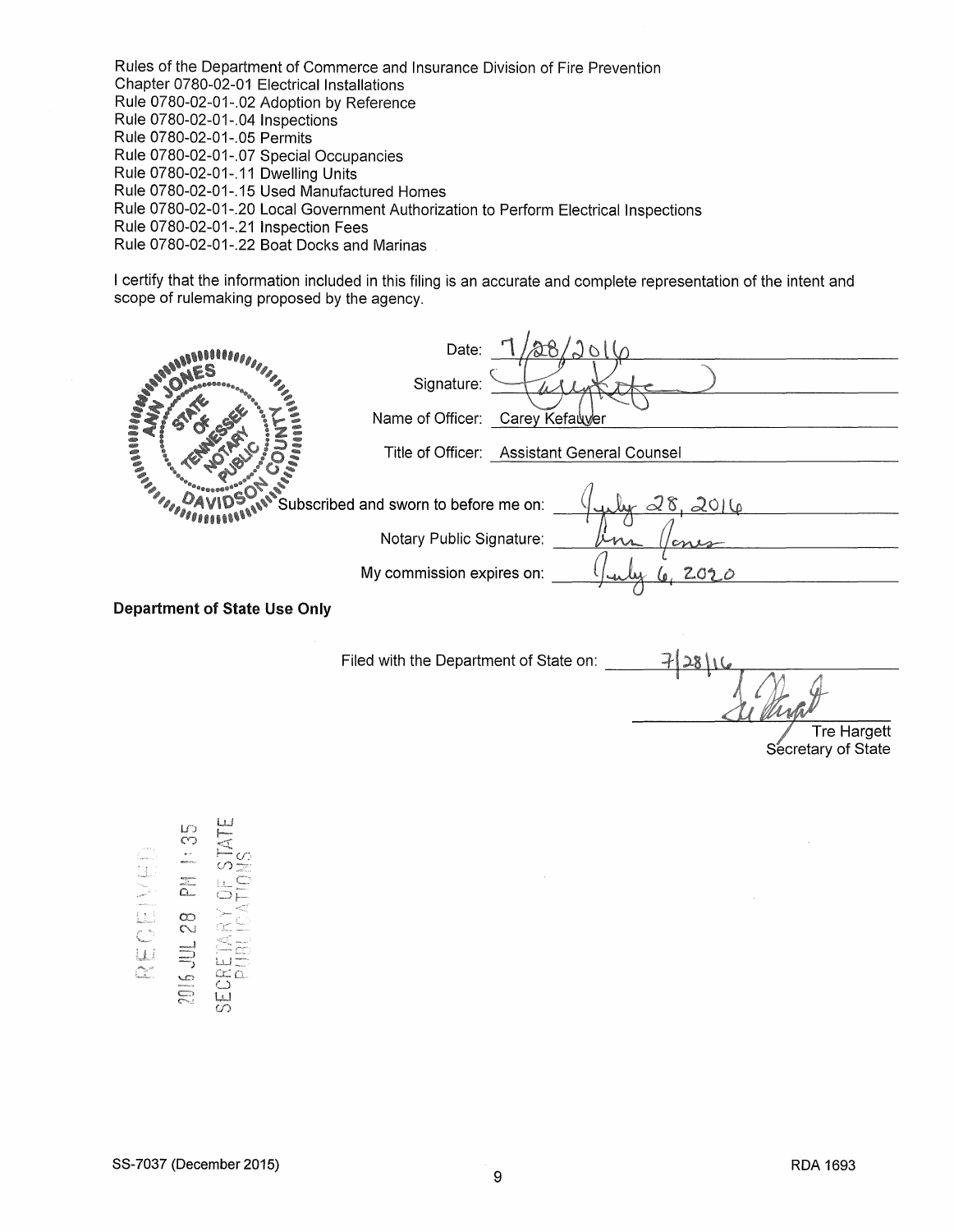Rules of the Department of Commerce and Insurance Division of Fire Prevention
Chapter 0780-02-01 Electrical Installations
Rule 0780-02-01-.02 Adoption by Reference
Rule 0780-02-01-.04 Inspections
Rule 0780-02-01-.05 Permits
Rule 0780-02-01-.07 Special Occupancies
Rule 0780-02-01-.11 Dwelling Units
Rule 0780-02-01-.15 Used Manufactured Homes
Rule 0780-02-01-.20 Local Government Authorization to Perform Electrical Inspections
Rule 0780-02-01-.21 Inspection Fees
Rule 0780-02-01-.22 Boat Docks and Marinas

I certify that the information included in this filing is an accurate and complete representation of the intent and scope of rulemaking proposed by the agency.

Date: 7/28/2016

Signature: (signed)

Name of Officer: Carey Kefauver

Title of Officer: Assistant General Counsel

(Seal: Ann Jones, State of Tennessee, Notary Public, Davidson County)

Subscribed and sworn to before me on: July 28, 2016

Notary Public Signature: Ann Jones

My commission expires on: July 6, 2020

**Department of State Use Only**

Filed with the Department of State on: 7/28/16

(signed)

Tre Hargett
Secretary of State

RECEIVED
2016 JUL 28 PM 1:35
SECRETARY OF STATE
PUBLICATIONS

SS-7037 (December 2015) RDA 1693